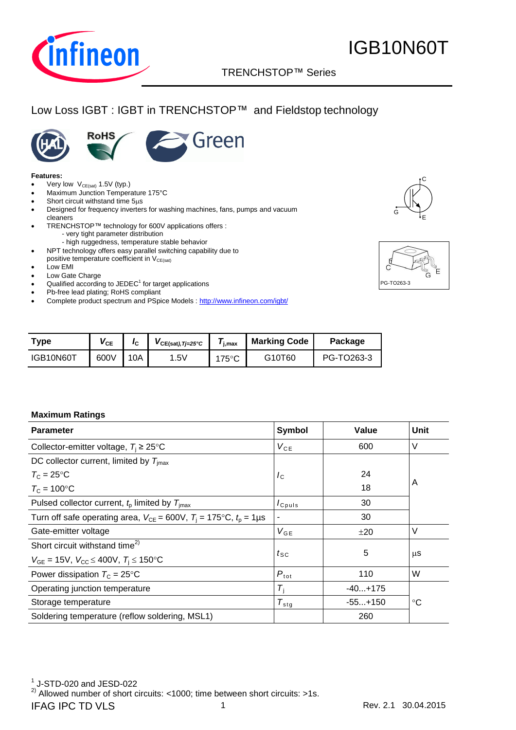# IGB10N60T

TRENCHSTOP™ Series

## Low Loss IGBT : IGBT in TRENCHSTOP™ and Fieldstop technology

**Features:**

- Very low $V_{CE(sat)}$ 1.5V (typ.)
- Maximum Junction Temperature 175°C
- Short circuit withstand time 5µs
- Designed for frequency inverters for washing machines, fans, pumps and vacuum cleaners
- TRENCHSTOP™ technology for 600V applications offers :
  - very tight parameter distribution
  - high ruggedness, temperature stable behavior
- NPT technology offers easy parallel switching capability due to positive temperature coefficient in $V_{CE(sat)}$
- Low EMI
- Low Gate Charge
- Qualified according to JEDEC[1] for target applications
- Pb-free lead plating; RoHS compliant
- Complete product spectrum and PSpice Models : http://www.infineon.com/igbt/

PG-TO263-3

| Type | $V_{CE}$ | $I_C$ | $V_{CE(sat),Tj=25°C}$ | $T_{j,max}$ | Marking Code | Package |
|---|---|---|---|---|---|---|
| IGB10N60T | 600V | 10A | 1.5V | 175°C | G10T60 | PG-TO263-3 |

### Maximum Ratings

| Parameter | Symbol | Value | Unit |
|---|---|---|---|
| Collector-emitter voltage, $T_j \geq 25°C$ | $V_{CE}$ | 600 | V |
| DC collector current, limited by $T_{jmax}$ | $I_C$ | | A |
| $T_C = 25°C$ | | 24 | |
| $T_C = 100°C$ | | 18 | |
| Pulsed collector current, $t_p$ limited by $T_{jmax}$ | $I_{Cpuls}$ | 30 | |
| Turn off safe operating area, $V_{CE} = 600V$, $T_j = 175°C$, $t_p = 1µs$ | - | 30 | |
| Gate-emitter voltage | $V_{GE}$ | ±20 | V |
| Short circuit withstand time[2] $V_{GE} = 15V$, $V_{CC} \leq 400V$, $T_j \leq 150°C$ | $t_{SC}$ | 5 | µs |
| Power dissipation $T_C = 25°C$ | $P_{tot}$ | 110 | W |
| Operating junction temperature | $T_j$ | -40...+175 | °C |
| Storage temperature | $T_{stg}$ | -55...+150 | |
| Soldering temperature (reflow soldering, MSL1) | | 260 | |

[1] J-STD-020 and JESD-022

[2] Allowed number of short circuits: <1000; time between short circuits: >1s.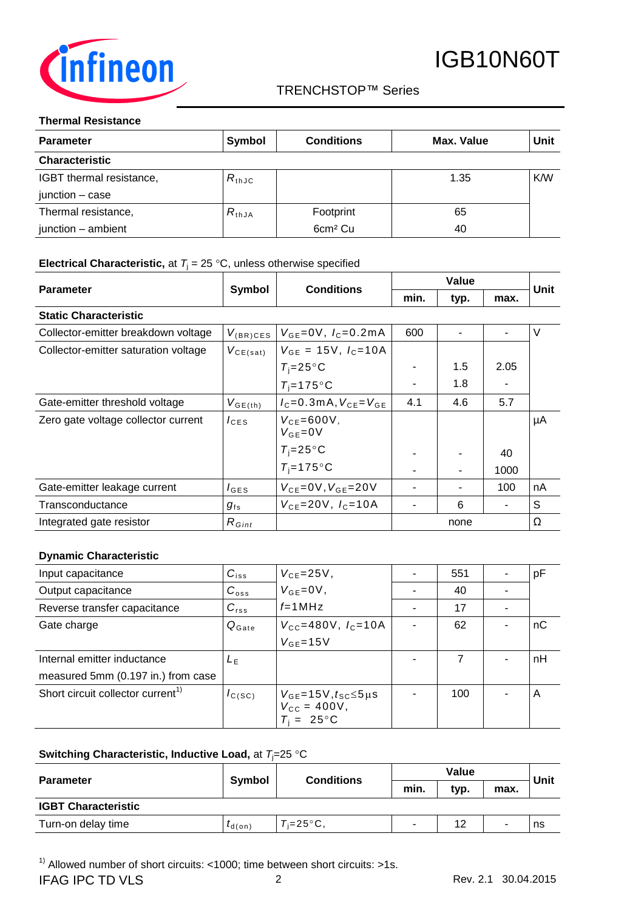### Thermal Resistance

| Parameter | Symbol | Conditions | Max. Value | Unit |
|---|---|---|---|---|
| **Characteristic** | | | | |
| IGBT thermal resistance, junction – case | $R_{thJC}$ | | 1.35 | K/W |
| Thermal resistance, junction – ambient | $R_{thJA}$ | Footprint | 65 | |
| | | 6cm² Cu | 40 | |

### Electrical Characteristic, at $T_j$ = 25 °C, unless otherwise specified

| Parameter | Symbol | Conditions | Value | | | Unit |
|---|---|---|---|---|---|---|
| | | | min. | typ. | max. | |
| **Static Characteristic** | | | | | | |
| Collector-emitter breakdown voltage | $V_{(BR)CES}$ | $V_{GE}$=0V, $I_C$=0.2mA | 600 | - | - | V |
| Collector-emitter saturation voltage | $V_{CE(sat)}$ | $V_{GE}$ = 15V, $I_C$=10A | | | | |
| | | $T_j$=25°C | - | 1.5 | 2.05 | |
| | | $T_j$=175°C | - | 1.8 | - | |
| Gate-emitter threshold voltage | $V_{GE(th)}$ | $I_C$=0.3mA, $V_{CE}$=$V_{GE}$ | 4.1 | 4.6 | 5.7 | |
| Zero gate voltage collector current | $I_{CES}$ | $V_{CE}$=600V, $V_{GE}$=0V | | | | µA |
| | | $T_j$=25°C | - | - | 40 | |
| | | $T_j$=175°C | - | - | 1000 | |
| Gate-emitter leakage current | $I_{GES}$ | $V_{CE}$=0V, $V_{GE}$=20V | - | - | 100 | nA |
| Transconductance | $g_{fs}$ | $V_{CE}$=20V, $I_C$=10A | - | 6 | - | S |
| Integrated gate resistor | $R_{Gint}$ | | | none | | Ω |

### Dynamic Characteristic

| Parameter | Symbol | Conditions | min. | typ. | max. | Unit |
|---|---|---|---|---|---|---|
| Input capacitance | $C_{iss}$ | $V_{CE}$=25V, | - | 551 | - | pF |
| Output capacitance | $C_{oss}$ | $V_{GE}$=0V, | - | 40 | - | |
| Reverse transfer capacitance | $C_{rss}$ | $f$=1MHz | - | 17 | - | |
| Gate charge | $Q_{Gate}$ | $V_{CC}$=480V, $I_C$=10A, $V_{GE}$=15V | - | 62 | - | nC |
| Internal emitter inductance measured 5mm (0.197 in.) from case | $L_E$ | | - | 7 | - | nH |
| Short circuit collector current[1] | $I_{C(SC)}$ | $V_{GE}$=15V, $t_{SC}$≤5µs, $V_{CC}$ = 400V, $T_j$ = 25°C | - | 100 | - | A |

### Switching Characteristic, Inductive Load, at $T_j$=25 °C

| Parameter | Symbol | Conditions | Value | | | Unit |
|---|---|---|---|---|---|---|
| | | | min. | typ. | max. | |
| **IGBT Characteristic** | | | | | | |
| Turn-on delay time | $t_{d(on)}$ | $T_j$=25°C, | - | 12 | - | ns |

[1] Allowed number of short circuits: <1000; time between short circuits: >1s.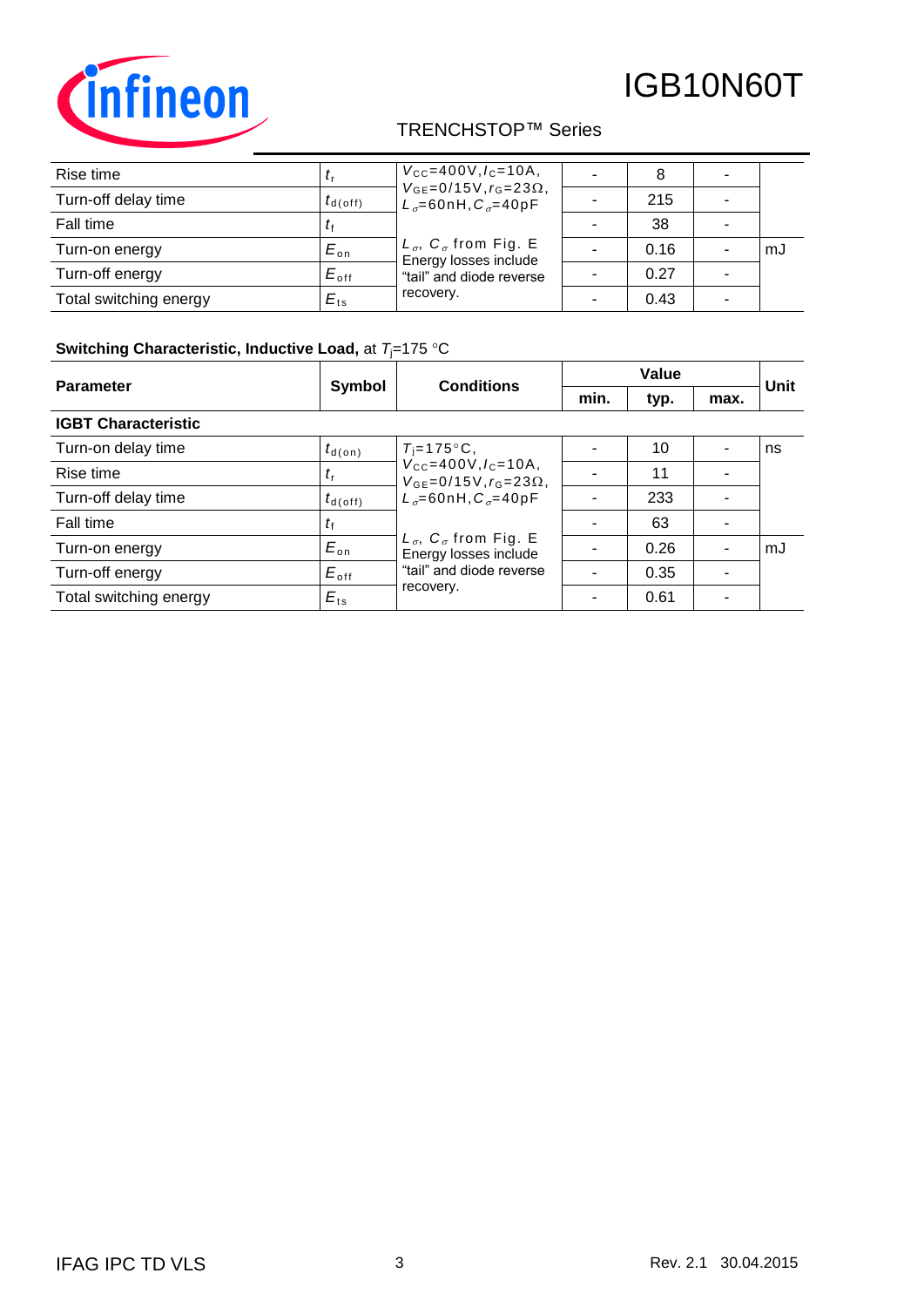| | | | | | | |
|---|---|---|---|---|---|---|
| Rise time | $t_r$ | $V_{CC}$=400V, $I_C$=10A, $V_{GE}$=0/15V, $r_G$=23Ω, $L_\sigma$=60nH, $C_\sigma$=40pF | - | 8 | - | |
| Turn-off delay time | $t_{d(off)}$ | | - | 215 | - | |
| Fall time | $t_f$ | $L_\sigma$, $C_\sigma$ from Fig. E Energy losses include "tail" and diode reverse recovery. | - | 38 | - | |
| Turn-on energy | $E_{on}$ | | - | 0.16 | - | mJ |
| Turn-off energy | $E_{off}$ | | - | 0.27 | - | |
| Total switching energy | $E_{ts}$ | | - | 0.43 | - | |

**Switching Characteristic, Inductive Load,** at $T_j$=175 °C

| Parameter | Symbol | Conditions | Value | | | Unit |
|---|---|---|---|---|---|---|
| | | | min. | typ. | max. | |
| **IGBT Characteristic** | | | | | | |
| Turn-on delay time | $t_{d(on)}$ | $T_j$=175°C, $V_{CC}$=400V, $I_C$=10A, $V_{GE}$=0/15V, $r_G$=23Ω, $L_\sigma$=60nH, $C_\sigma$=40pF | - | 10 | - | ns |
| Rise time | $t_r$ | | - | 11 | - | |
| Turn-off delay time | $t_{d(off)}$ | | - | 233 | - | |
| Fall time | $t_f$ | $L_\sigma$, $C_\sigma$ from Fig. E Energy losses include "tail" and diode reverse recovery. | - | 63 | - | |
| Turn-on energy | $E_{on}$ | | - | 0.26 | - | mJ |
| Turn-off energy | $E_{off}$ | | - | 0.35 | - | |
| Total switching energy | $E_{ts}$ | | - | 0.61 | - | |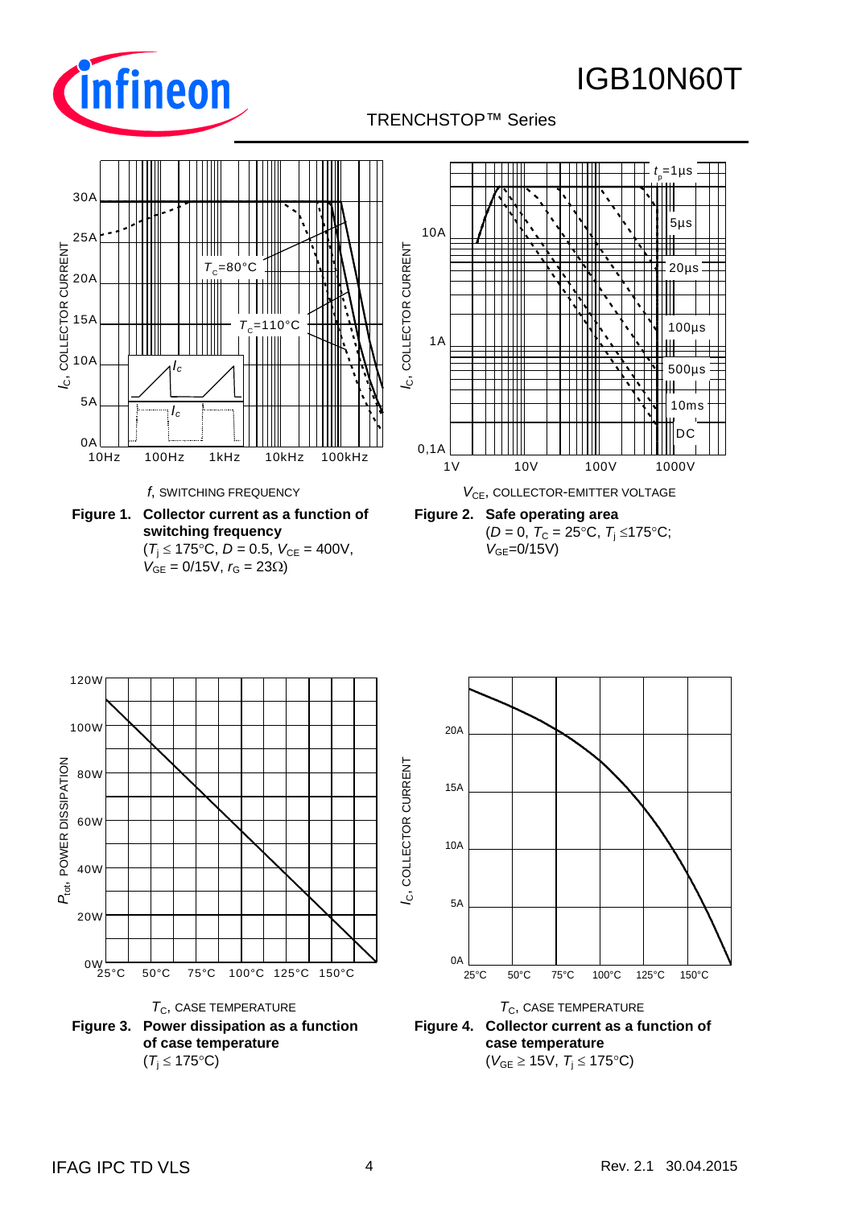Figure 1. **Collector current as a function of switching frequency**
($T_j \le 175°C$, $D = 0.5$, $V_{CE} = 400V$, $V_{GE} = 0/15V$, $r_G = 23\Omega$)

Figure 2. **Safe operating area**
($D = 0$, $T_C = 25°C$, $T_j \le 175°C$; $V_{GE}=0/15V$)

Figure 3. **Power dissipation as a function of case temperature**
($T_j \le 175°C$)

Figure 4. **Collector current as a function of case temperature**
($V_{GE} \ge 15V$, $T_j \le 175°C$)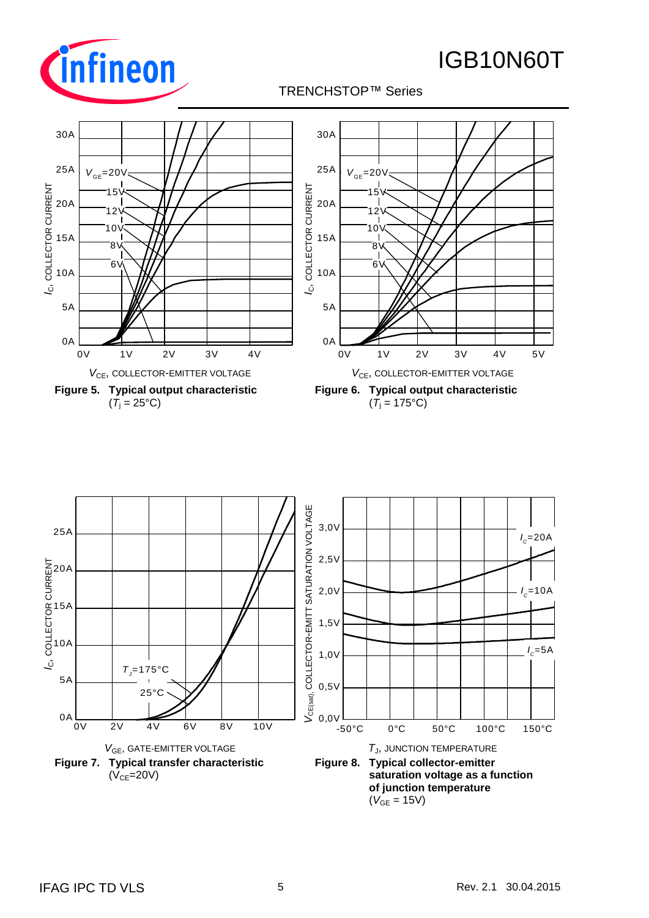$V_{GE}$=20V, 15V, 12V, 10V, 8V, 6V

$I_C$, COLLECTOR CURRENT

$V_{CE}$, COLLECTOR-EMITTER VOLTAGE

**Figure 5. Typical output characteristic**
($T_j$ = 25°C)

$V_{GE}$=20V, 15V, 12V, 10V, 8V, 6V

$I_C$, COLLECTOR CURRENT

$V_{CE}$, COLLECTOR-EMITTER VOLTAGE

**Figure 6. Typical output characteristic**
($T_j$ = 175°C)

$T_J$=175°C, 25°C

$I_C$, COLLECTOR CURRENT

$V_{GE}$, GATE-EMITTER VOLTAGE

**Figure 7. Typical transfer characteristic**
($V_{CE}$=20V)

$I_C$=20A, $I_C$=10A, $I_C$=5A

$V_{CE(sat)}$, COLLECTOR-EMITT SATURATION VOLTAGE

$T_J$, JUNCTION TEMPERATURE

**Figure 8. Typical collector-emitter saturation voltage as a function of junction temperature**
($V_{GE}$ = 15V)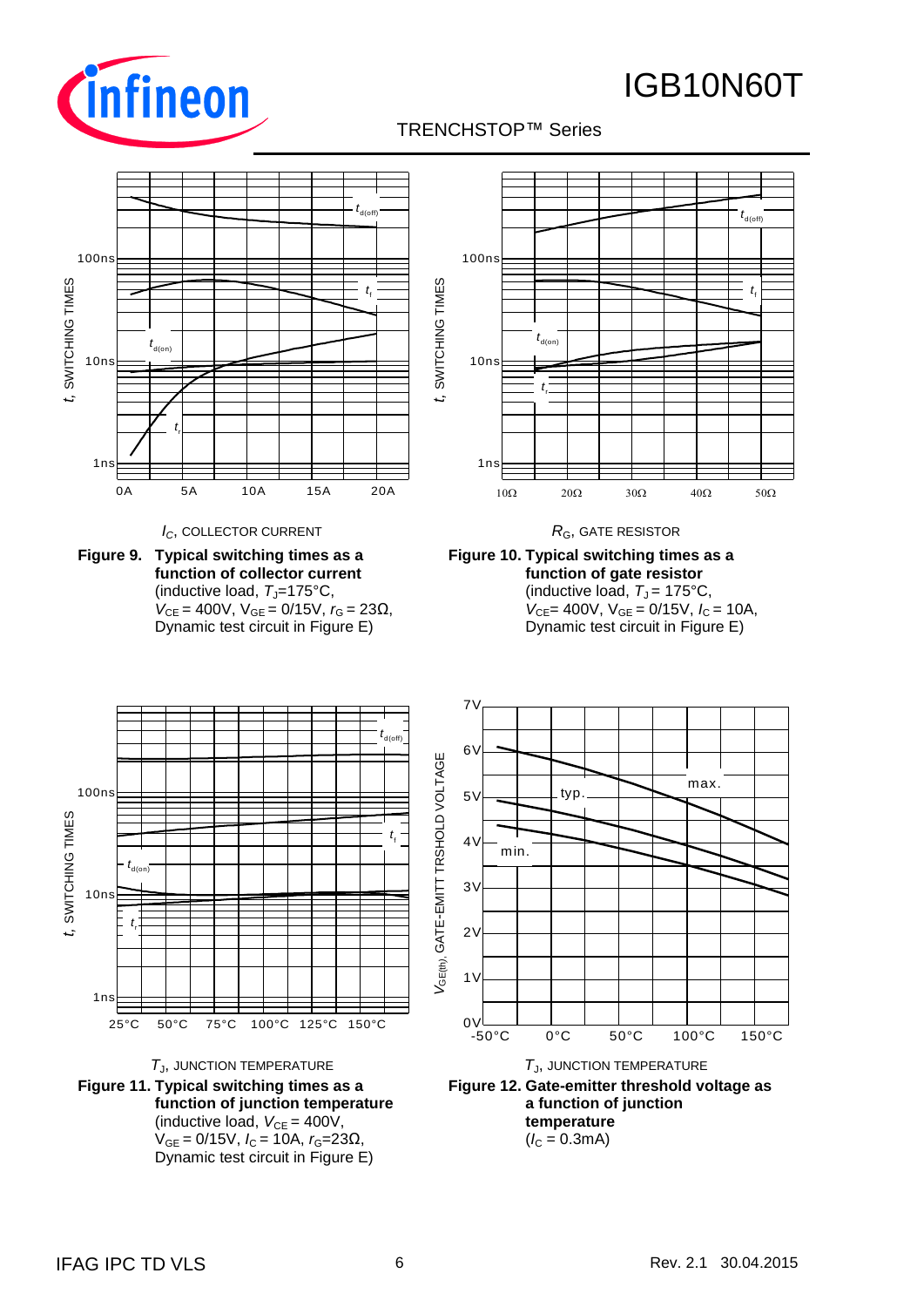$t$, SWITCHING TIMES

$I_C$, COLLECTOR CURRENT

**Figure 9. Typical switching times as a function of collector current**
(inductive load, $T_J$=175°C, $V_{CE}$ = 400V, $V_{GE}$ = 0/15V, $r_G$ = 23Ω, Dynamic test circuit in Figure E)

$t$, SWITCHING TIMES

$R_G$, GATE RESISTOR

**Figure 10. Typical switching times as a function of gate resistor**
(inductive load, $T_J$ = 175°C, $V_{CE}$= 400V, $V_{GE}$ = 0/15V, $I_C$ = 10A, Dynamic test circuit in Figure E)

$t$, SWITCHING TIMES

$T_J$, JUNCTION TEMPERATURE

**Figure 11. Typical switching times as a function of junction temperature**
(inductive load, $V_{CE}$ = 400V, $V_{GE}$ = 0/15V, $I_C$ = 10A, $r_G$=23Ω, Dynamic test circuit in Figure E)

$V_{GE(th)}$, GATE-EMITT TRSHOLD VOLTAGE

$T_J$, JUNCTION TEMPERATURE

**Figure 12. Gate-emitter threshold voltage as a function of junction temperature**
($I_C$ = 0.3mA)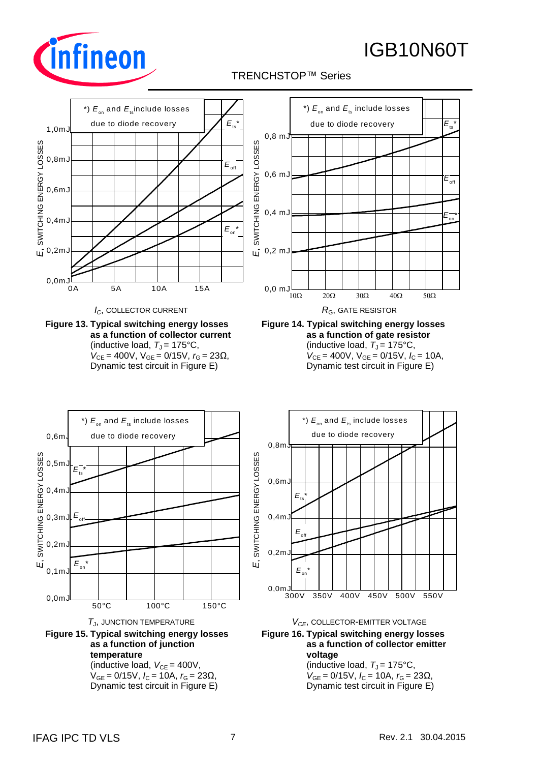*) $E_{on}$ and $E_{ts}$ include losses due to diode recovery

$E$, SWITCHING ENERGY LOSSES

$I_C$, COLLECTOR CURRENT

**Figure 13. Typical switching energy losses as a function of collector current**
(inductive load, $T_J$ = 175°C, $V_{CE}$ = 400V, $V_{GE}$ = 0/15V, $r_G$ = 23Ω, Dynamic test circuit in Figure E)

*) $E_{on}$ and $E_{ts}$ include losses due to diode recovery

$E$, SWITCHING ENERGY LOSSES

$R_G$, GATE RESISTOR

**Figure 14. Typical switching energy losses as a function of gate resistor**
(inductive load, $T_J$ = 175°C, $V_{CE}$ = 400V, $V_{GE}$ = 0/15V, $I_C$ = 10A, Dynamic test circuit in Figure E)

*) $E_{on}$ and $E_{ts}$ include losses due to diode recovery

$E$, SWITCHING ENERGY LOSSES

$T_J$, JUNCTION TEMPERATURE

**Figure 15. Typical switching energy losses as a function of junction temperature**
(inductive load, $V_{CE}$ = 400V, $V_{GE}$ = 0/15V, $I_C$ = 10A, $r_G$ = 23Ω, Dynamic test circuit in Figure E)

*) $E_{on}$ and $E_{ts}$ include losses due to diode recovery

$E$, SWITCHING ENERGY LOSSES

$V_{CE}$, COLLECTOR-EMITTER VOLTAGE

**Figure 16. Typical switching energy losses as a function of collector emitter voltage**
(inductive load, $T_J$ = 175°C, $V_{GE}$ = 0/15V, $I_C$ = 10A, $r_G$ = 23Ω, Dynamic test circuit in Figure E)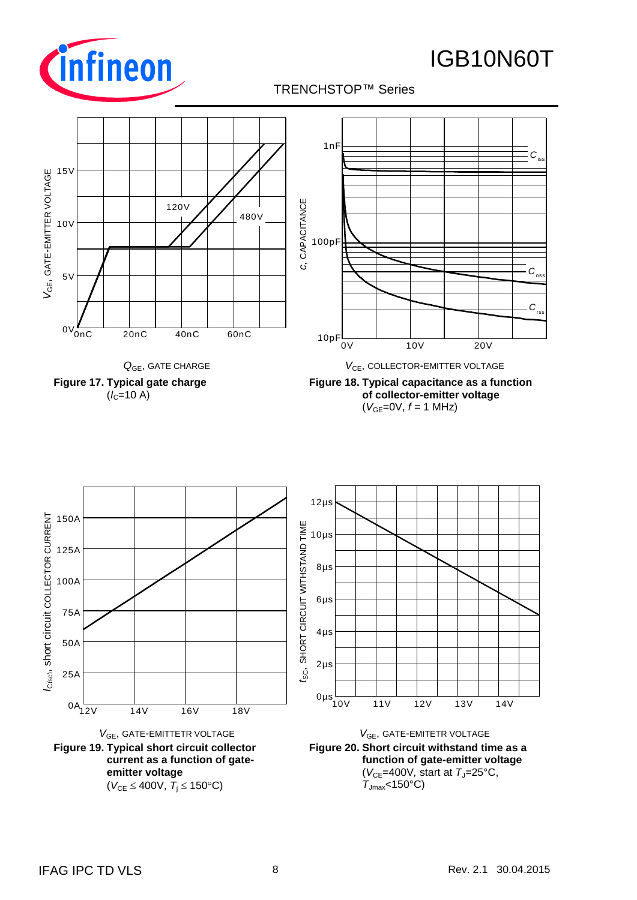$Q_{GE}$, GATE CHARGE

**Figure 17. Typical gate charge**
($I_C$=10 A)

$V_{CE}$, COLLECTOR-EMITTER VOLTAGE

**Figure 18. Typical capacitance as a function of collector-emitter voltage**
($V_{GE}$=0V, $f$ = 1 MHz)

$V_{GE}$, GATE-EMITTETR VOLTAGE

**Figure 19. Typical short circuit collector current as a function of gate-emitter voltage**
($V_{CE} \leq 400$V, $T_j \leq 150$°C)

$V_{GE}$, GATE-EMITETR VOLTAGE

**Figure 20. Short circuit withstand time as a function of gate-emitter voltage**
($V_{CE}$=400V, start at $T_J$=25°C, $T_{Jmax}$<150°C)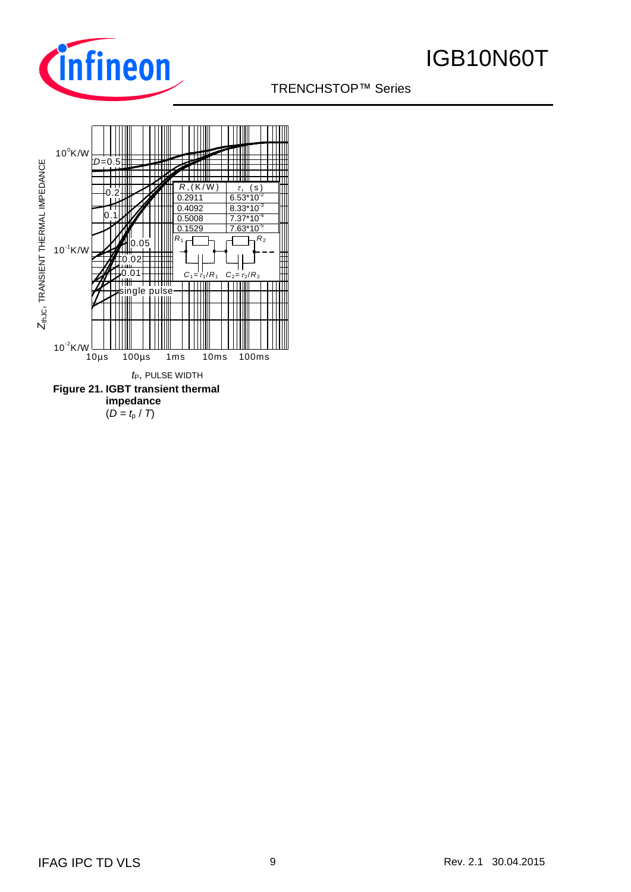| $R$, (K/W) | $\tau$, (s) |
|---|---|
| 0.2911 | $6.53 \cdot 10^{-2}$ |
| 0.4092 | $8.33 \cdot 10^{-3}$ |
| 0.5008 | $7.37 \cdot 10^{-4}$ |
| 0.1529 | $7.63 \cdot 10^{-5}$ |

$C_1 = \tau_1 / R_1$  $C_2 = \tau_2 / R_2$

$Z_{thJC}$, TRANSIENT THERMAL IMPEDANCE

$t_P$, PULSE WIDTH

**Figure 21. IGBT transient thermal impedance**
($D = t_p / T$)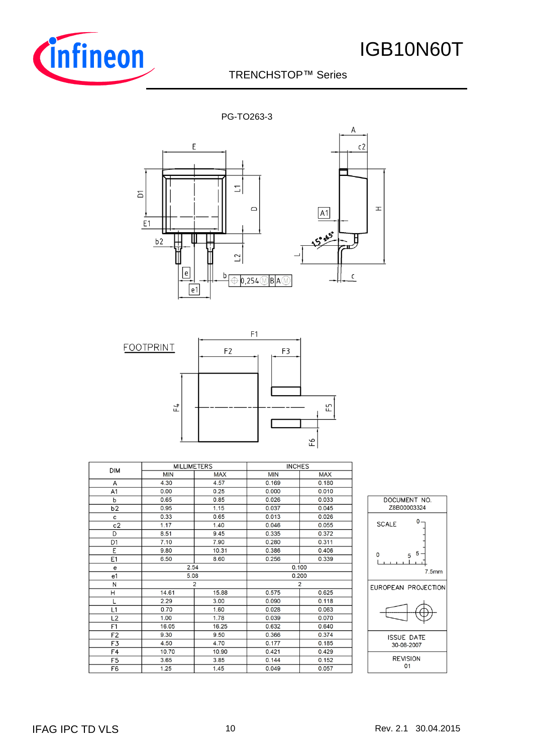PG-TO263-3

FOOTPRINT

| DIM | MILLIMETERS | | INCHES | |
|---|---|---|---|---|
| | MIN | MAX | MIN | MAX |
| A | 4.30 | 4.57 | 0.169 | 0.180 |
| A1 | 0.00 | 0.25 | 0.000 | 0.010 |
| b | 0.65 | 0.85 | 0.026 | 0.033 |
| b2 | 0.95 | 1.15 | 0.037 | 0.045 |
| c | 0.33 | 0.65 | 0.013 | 0.026 |
| c2 | 1.17 | 1.40 | 0.046 | 0.055 |
| D | 8.51 | 9.45 | 0.335 | 0.372 |
| D1 | 7.10 | 7.90 | 0.280 | 0.311 |
| E | 9.80 | 10.31 | 0.386 | 0.406 |
| E1 | 6.50 | 8.60 | 0.256 | 0.339 |
| e | 2.54 | | 0.100 | |
| e1 | 5.08 | | 0.200 | |
| N | 2 | | 2 | |
| H | 14.61 | 15.88 | 0.575 | 0.625 |
| L | 2.29 | 3.00 | 0.090 | 0.118 |
| L1 | 0.70 | 1.60 | 0.028 | 0.063 |
| L2 | 1.00 | 1.78 | 0.039 | 0.070 |
| F1 | 16.05 | 16.25 | 0.632 | 0.640 |
| F2 | 9.30 | 9.50 | 0.366 | 0.374 |
| F3 | 4.50 | 4.70 | 0.177 | 0.185 |
| F4 | 10.70 | 10.90 | 0.421 | 0.429 |
| F5 | 3.65 | 3.85 | 0.144 | 0.152 |
| F6 | 1.25 | 1.45 | 0.049 | 0.057 |

DOCUMENT NO.
Z8B00003324

SCALE 0 5 7.5mm

EUROPEAN PROJECTION

ISSUE DATE
30-08-2007

REVISION
01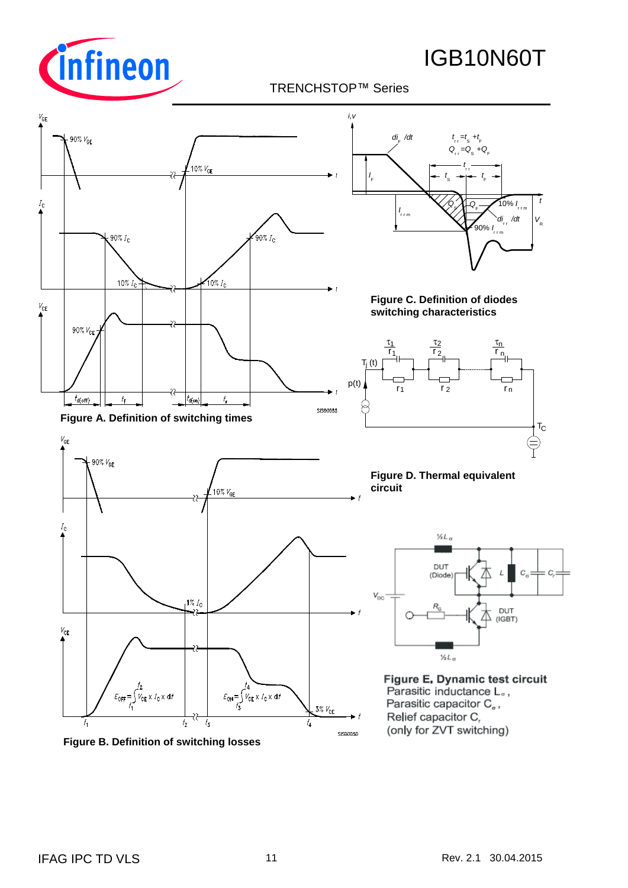**Figure A. Definition of switching times**

**Figure B. Definition of switching losses**

**Figure C. Definition of diodes switching characteristics**

**Figure D. Thermal equivalent circuit**

**Figure E. Dynamic test circuit**
Parasitic inductance $L_\sigma$,
Parasitic capacitor $C_\sigma$,
Relief capacitor $C_r$
(only for ZVT switching)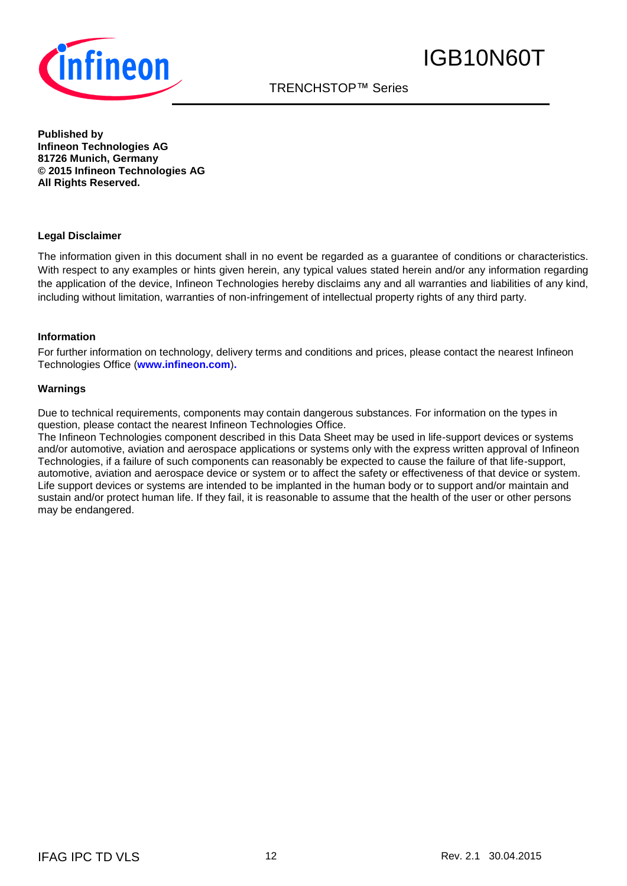**Published by**
**Infineon Technologies AG**
**81726 Munich, Germany**
**© 2015 Infineon Technologies AG**
**All Rights Reserved.**

### Legal Disclaimer

The information given in this document shall in no event be regarded as a guarantee of conditions or characteristics. With respect to any examples or hints given herein, any typical values stated herein and/or any information regarding the application of the device, Infineon Technologies hereby disclaims any and all warranties and liabilities of any kind, including without limitation, warranties of non-infringement of intellectual property rights of any third party.

### Information

For further information on technology, delivery terms and conditions and prices, please contact the nearest Infineon Technologies Office (**www.infineon.com**).

### Warnings

Due to technical requirements, components may contain dangerous substances. For information on the types in question, please contact the nearest Infineon Technologies Office.
The Infineon Technologies component described in this Data Sheet may be used in life-support devices or systems and/or automotive, aviation and aerospace applications or systems only with the express written approval of Infineon Technologies, if a failure of such components can reasonably be expected to cause the failure of that life-support, automotive, aviation and aerospace device or system or to affect the safety or effectiveness of that device or system. Life support devices or systems are intended to be implanted in the human body or to support and/or maintain and sustain and/or protect human life. If they fail, it is reasonable to assume that the health of the user or other persons may be endangered.